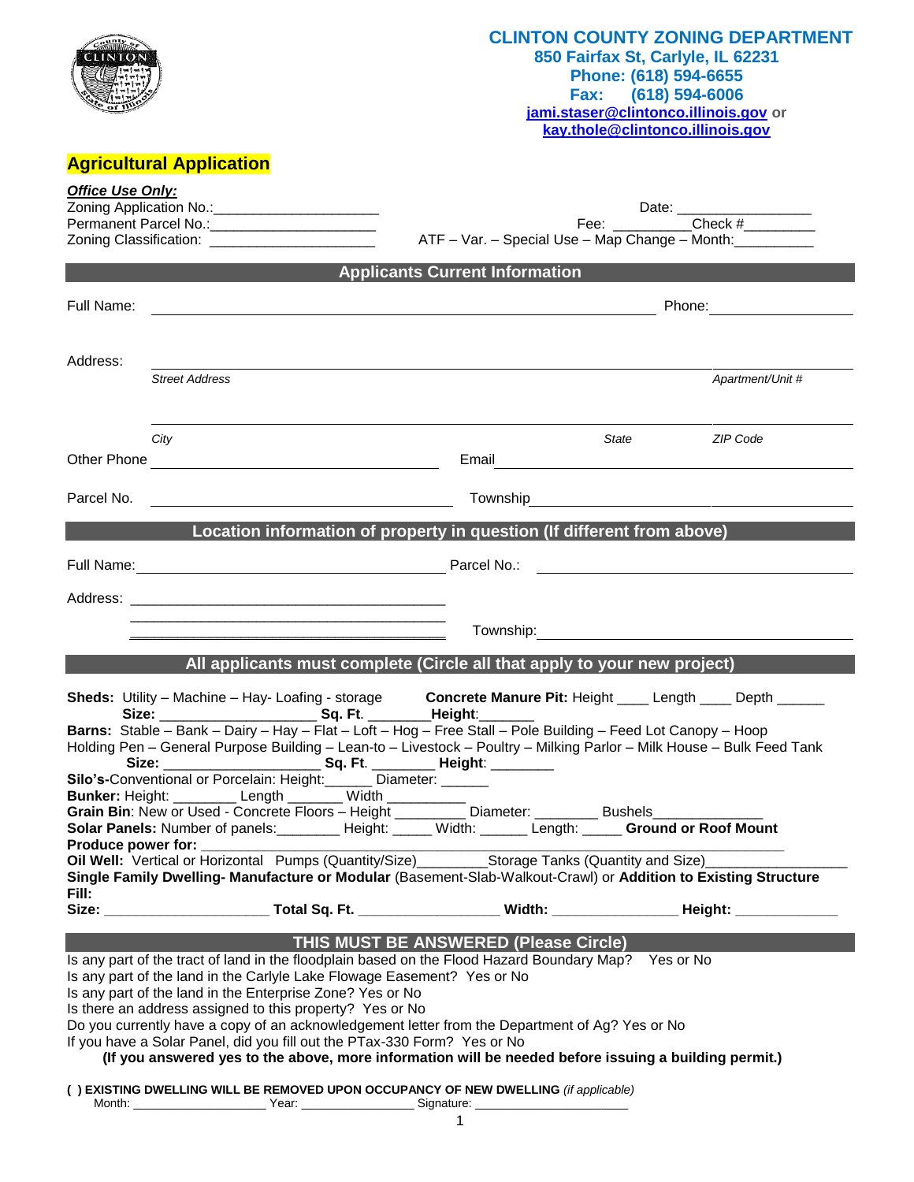# CLINTON COUNTY ZONING DEPARTMENT

**850 Fairfax St, Carlyle, IL 62231**
**Phone: (618) 594-6655**
**Fax: (618) 594-6006**
**jami.staser@clintonco.illinois.gov** or **kay.thole@clintonco.illinois.gov**

## Agricultural Application

***Office Use Only:***

Zoning Application No.:____________________ Date: ________________

Permanent Parcel No.:____________________ Fee: _________Check #_________

Zoning Classification: ____________________ ATF – Var. – Special Use – Map Change – Month:_________

## Applicants Current Information

Full Name: ______________________________ Phone: ______________

Address: ______________________________ ______________

*Street Address* *Apartment/Unit #*

______________________________ ______________

*City* *State* *ZIP Code*

Other Phone ______________ Email ______________

Parcel No. ______________ Township ______________

## Location information of property in question (If different from above)

Full Name: ______________ Parcel No.: ______________

Address: ________________________________________

________________________________________ Township: ______________

## All applicants must complete (Circle all that apply to your new project)

**Sheds:** Utility – Machine – Hay- Loafing - storage **Concrete Manure Pit:** Height ____ Length ____ Depth ______

**Size:** ____________________ **Sq. Ft**. ________**Height**:_______

**Barns:** Stable – Bank – Dairy – Hay – Flat – Loft – Hog – Free Stall – Pole Building – Feed Lot Canopy – Hoop Holding Pen – General Purpose Building – Lean-to – Livestock – Poultry – Milking Parlor – Milk House – Bulk Feed Tank

**Size:** ____________________ **Sq. Ft**. ________ **Height**: ________

**Silo's**-Conventional or Porcelain: Height:______ Diameter: ______

**Bunker:** Height: ________ Length _______ Width __________

**Grain Bin**: New or Used - Concrete Floors – Height _________ Diameter: ________ Bushels______________

**Solar Panels:** Number of panels:________ Height: _____ Width: ______ Length: _____ **Ground or Roof Mount**

**Produce power for:** ______________________________________________

**Oil Well:** Vertical or Horizontal Pumps (Quantity/Size)_________Storage Tanks (Quantity and Size)__________________

**Single Family Dwelling- Manufacture or Modular** (Basement-Slab-Walkout-Crawl) or **Addition to Existing Structure**

**Fill:**

**Size:** ____________________ **Total Sq. Ft.** _________________ **Width:** _______________ **Height:** _____________

## THIS MUST BE ANSWERED (Please Circle)

Is any part of the tract of land in the floodplain based on the Flood Hazard Boundary Map? Yes or No

Is any part of the land in the Carlyle Lake Flowage Easement? Yes or No

Is any part of the land in the Enterprise Zone? Yes or No

Is there an address assigned to this property? Yes or No

Do you currently have a copy of an acknowledgement letter from the Department of Ag? Yes or No

If you have a Solar Panel, did you fill out the PTax-330 Form? Yes or No

**(If you answered yes to the above, more information will be needed before issuing a building permit.)**

**( ) EXISTING DWELLING WILL BE REMOVED UPON OCCUPANCY OF NEW DWELLING** *(if applicable)*

Month: ___________________ Year: ________________ Signature: ______________________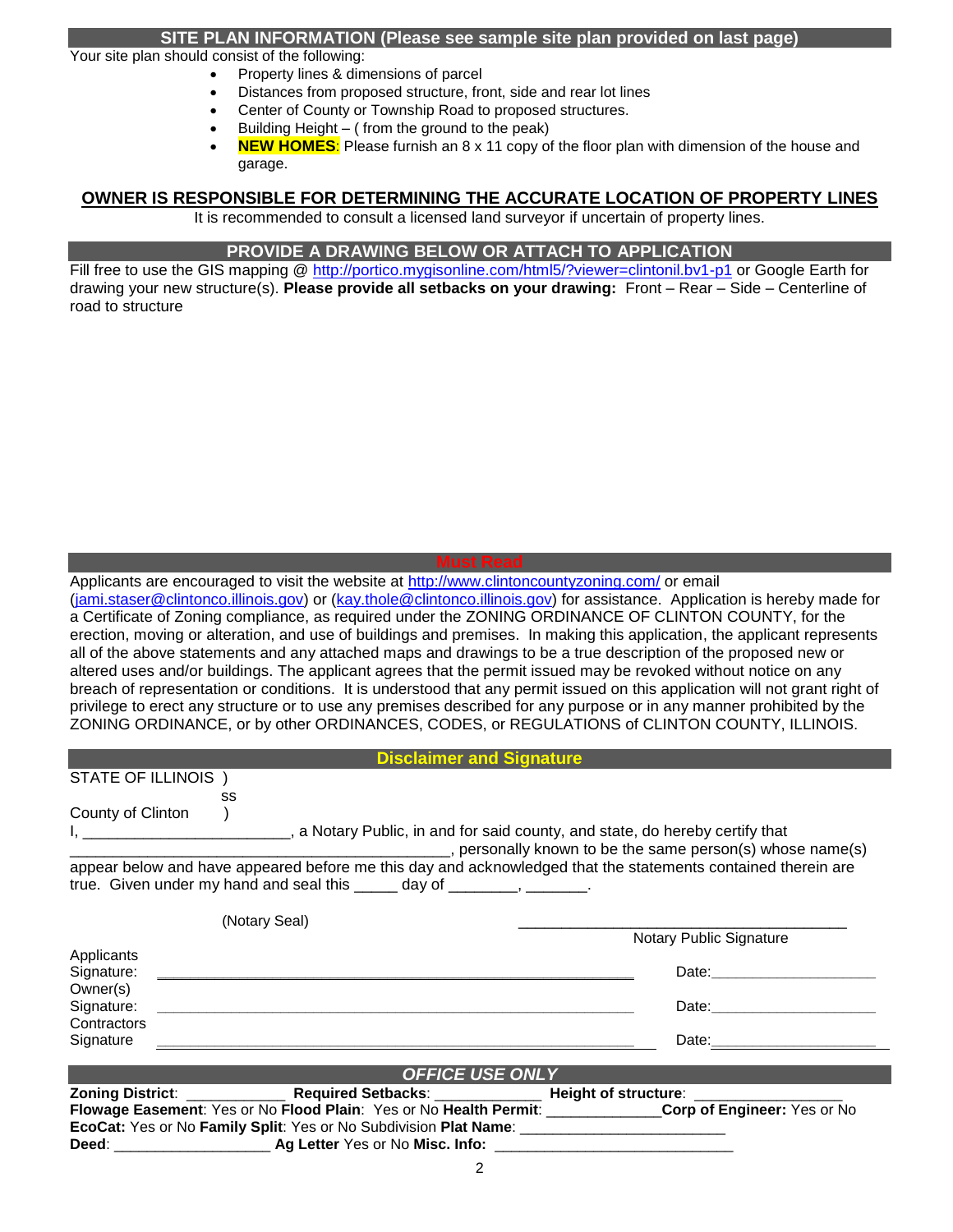## SITE PLAN INFORMATION (Please see sample site plan provided on last page)

Your site plan should consist of the following:

- Property lines & dimensions of parcel
- Distances from proposed structure, front, side and rear lot lines
- Center of County or Township Road to proposed structures.
- Building Height – ( from the ground to the peak)
- **NEW HOMES**: Please furnish an 8 x 11 copy of the floor plan with dimension of the house and garage.

**OWNER IS RESPONSIBLE FOR DETERMINING THE ACCURATE LOCATION OF PROPERTY LINES**

It is recommended to consult a licensed land surveyor if uncertain of property lines.

## PROVIDE A DRAWING BELOW OR ATTACH TO APPLICATION

Fill free to use the GIS mapping @ http://portico.mygisonline.com/html5/?viewer=clintonil.bv1-p1 or Google Earth for drawing your new structure(s). **Please provide all setbacks on your drawing:** Front – Rear – Side – Centerline of road to structure

## Must Read

Applicants are encouraged to visit the website at http://www.clintoncountyzoning.com/ or email (jami.staser@clintonco.illinois.gov) or (kay.thole@clintonco.illinois.gov) for assistance. Application is hereby made for a Certificate of Zoning compliance, as required under the ZONING ORDINANCE OF CLINTON COUNTY, for the erection, moving or alteration, and use of buildings and premises. In making this application, the applicant represents all of the above statements and any attached maps and drawings to be a true description of the proposed new or altered uses and/or buildings. The applicant agrees that the permit issued may be revoked without notice on any breach of representation or conditions. It is understood that any permit issued on this application will not grant right of privilege to erect any structure or to use any premises described for any purpose or in any manner prohibited by the ZONING ORDINANCE, or by other ORDINANCES, CODES, or REGULATIONS of CLINTON COUNTY, ILLINOIS.

## Disclaimer and Signature

STATE OF ILLINOIS )
ss
County of Clinton )

I, ________________________, a Notary Public, in and for said county, and state, do hereby certify that ____________________________________________, personally known to be the same person(s) whose name(s) appear below and have appeared before me this day and acknowledged that the statements contained therein are true. Given under my hand and seal this _____ day of ________, _______.

(Notary Seal) ________________________________________
Notary Public Signature

Applicants Signature: ________________________________________ Date: ____________________

Owner(s) Signature: ________________________________________ Date: ____________________

Contractors Signature ________________________________________ Date: ____________________

## *OFFICE USE ONLY*

**Zoning District**: ____________ **Required Setbacks**: _____________ **Height of structure**: __________________

**Flowage Easement**: Yes or No **Flood Plain**: Yes or No **Health Permit**: ______________ **Corp of Engineer:** Yes or No

**EcoCat:** Yes or No **Family Split**: Yes or No Subdivision **Plat Name**: _________________________

**Deed**: ___________________ **Ag Letter** Yes or No **Misc. Info:** _____________________________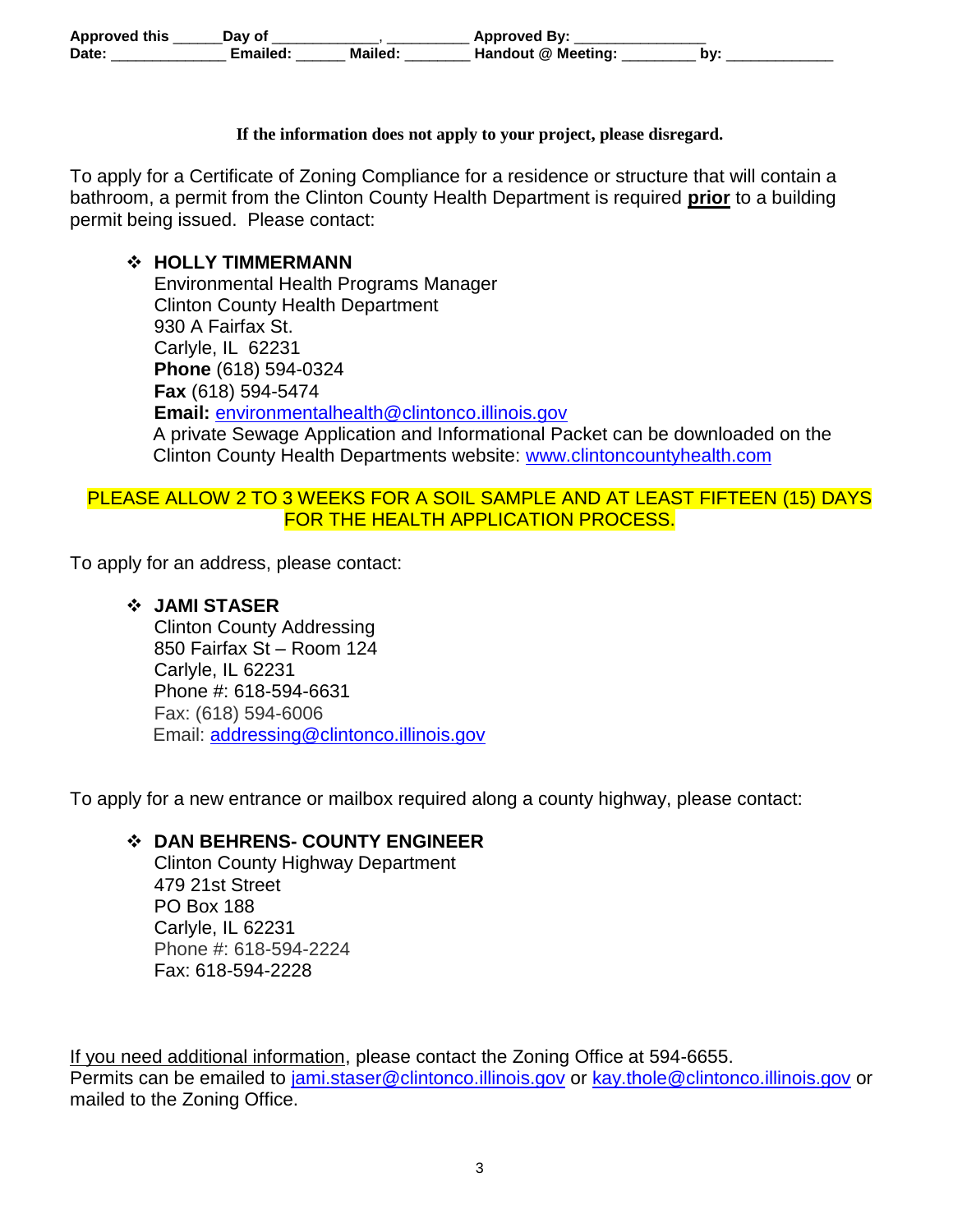**Approved this ______Day of _____________, __________ Approved By: ________________**
**Date: ______________ Emailed: ______ Mailed: ________ Handout @ Meeting: _________ by: _____________**

**If the information does not apply to your project, please disregard.**

To apply for a Certificate of Zoning Compliance for a residence or structure that will contain a bathroom, a permit from the Clinton County Health Department is required **prior** to a building permit being issued. Please contact:

- **HOLLY TIMMERMANN**
  Environmental Health Programs Manager
  Clinton County Health Department
  930 A Fairfax St.
  Carlyle, IL 62231
  **Phone** (618) 594-0324
  **Fax** (618) 594-5474
  **Email:** environmentalhealth@clintonco.illinois.gov
  A private Sewage Application and Informational Packet can be downloaded on the Clinton County Health Departments website: www.clintoncountyhealth.com

PLEASE ALLOW 2 TO 3 WEEKS FOR A SOIL SAMPLE AND AT LEAST FIFTEEN (15) DAYS FOR THE HEALTH APPLICATION PROCESS.

To apply for an address, please contact:

- **JAMI STASER**
  Clinton County Addressing
  850 Fairfax St – Room 124
  Carlyle, IL 62231
  Phone #: 618-594-6631
  Fax: (618) 594-6006
  Email: addressing@clintonco.illinois.gov

To apply for a new entrance or mailbox required along a county highway, please contact:

- **DAN BEHRENS- COUNTY ENGINEER**
  Clinton County Highway Department
  479 21st Street
  PO Box 188
  Carlyle, IL 62231
  Phone #: 618-594-2224
  Fax: 618-594-2228

If you need additional information, please contact the Zoning Office at 594-6655.
Permits can be emailed to jami.staser@clintonco.illinois.gov or kay.thole@clintonco.illinois.gov or mailed to the Zoning Office.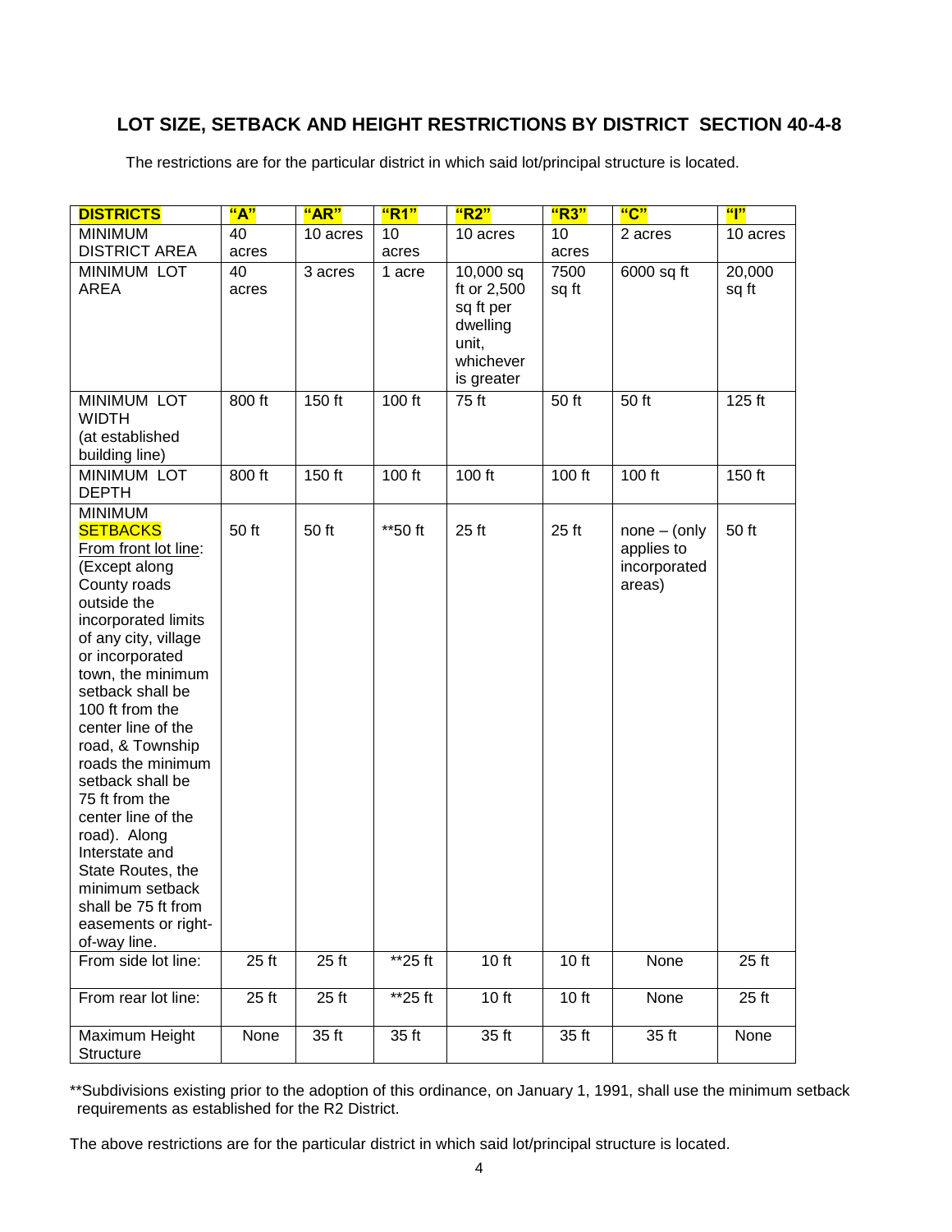## LOT SIZE, SETBACK AND HEIGHT RESTRICTIONS BY DISTRICT SECTION 40-4-8

The restrictions are for the particular district in which said lot/principal structure is located.

| **DISTRICTS** | **"A"** | **"AR"** | **"R1"** | **"R2"** | **"R3"** | **"C"** | **"I"** |
|---|---|---|---|---|---|---|---|
| MINIMUM DISTRICT AREA | 40 acres | 10 acres | 10 acres | 10 acres | 10 acres | 2 acres | 10 acres |
| MINIMUM LOT AREA | 40 acres | 3 acres | 1 acre | 10,000 sq ft or 2,500 sq ft per dwelling unit, whichever is greater | 7500 sq ft | 6000 sq ft | 20,000 sq ft |
| MINIMUM LOT WIDTH (at established building line) | 800 ft | 150 ft | 100 ft | 75 ft | 50 ft | 50 ft | 125 ft |
| MINIMUM LOT DEPTH | 800 ft | 150 ft | 100 ft | 100 ft | 100 ft | 100 ft | 150 ft |
| MINIMUM **SETBACKS** From front lot line: (Except along County roads outside the incorporated limits of any city, village or incorporated town, the minimum setback shall be 100 ft from the center line of the road, & Township roads the minimum setback shall be 75 ft from the center line of the road). Along Interstate and State Routes, the minimum setback shall be 75 ft from easements or right-of-way line. | 50 ft | 50 ft | **50 ft | 25 ft | 25 ft | none – (only applies to incorporated areas) | 50 ft |
| From side lot line: | 25 ft | 25 ft | **25 ft | 10 ft | 10 ft | None | 25 ft |
| From rear lot line: | 25 ft | 25 ft | **25 ft | 10 ft | 10 ft | None | 25 ft |
| Maximum Height Structure | None | 35 ft | 35 ft | 35 ft | 35 ft | 35 ft | None |

**Subdivisions existing prior to the adoption of this ordinance, on January 1, 1991, shall use the minimum setback requirements as established for the R2 District.

The above restrictions are for the particular district in which said lot/principal structure is located.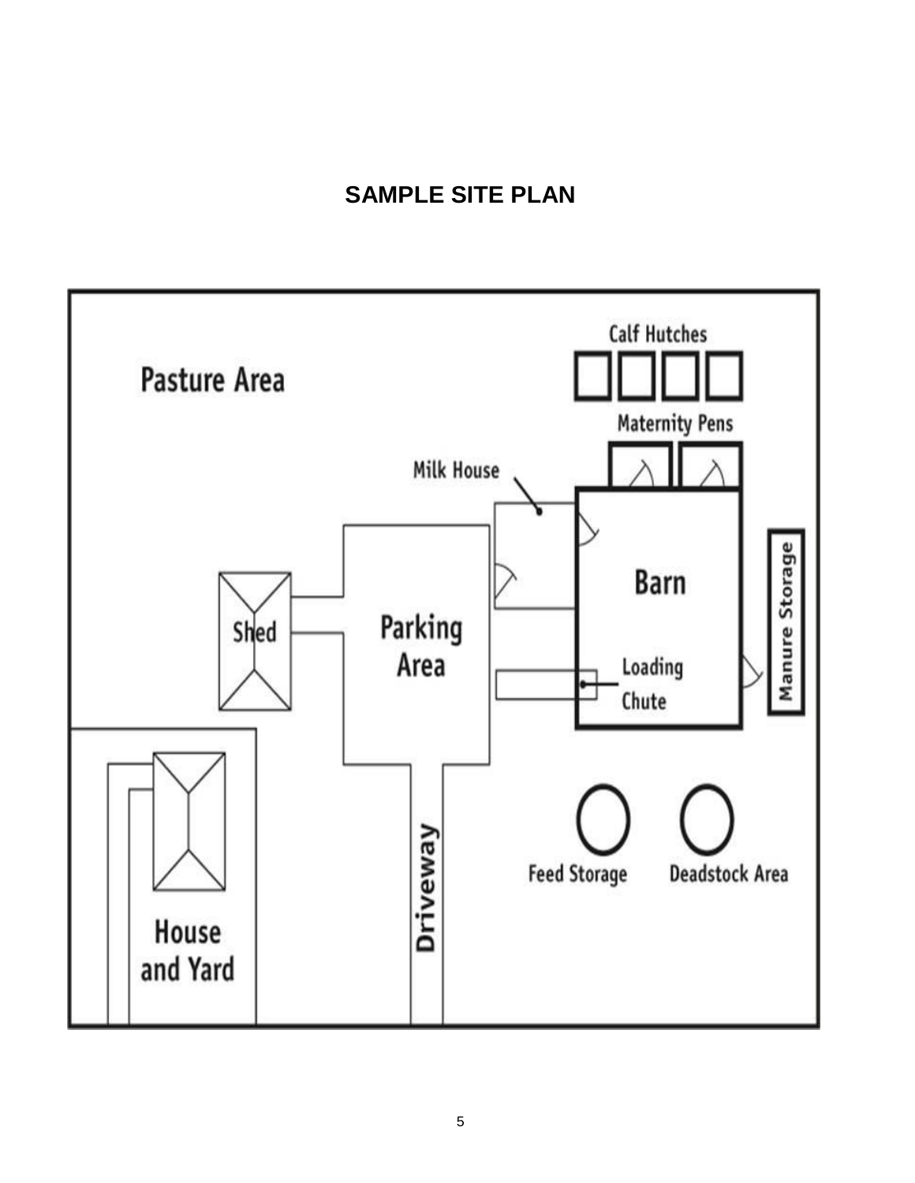# SAMPLE SITE PLAN

Pasture Area

Calf Hutches

Maternity Pens

Milk House

Barn

Manure Storage

Shed

Parking Area

Loading Chute

Feed Storage

Deadstock Area

Driveway

House and Yard